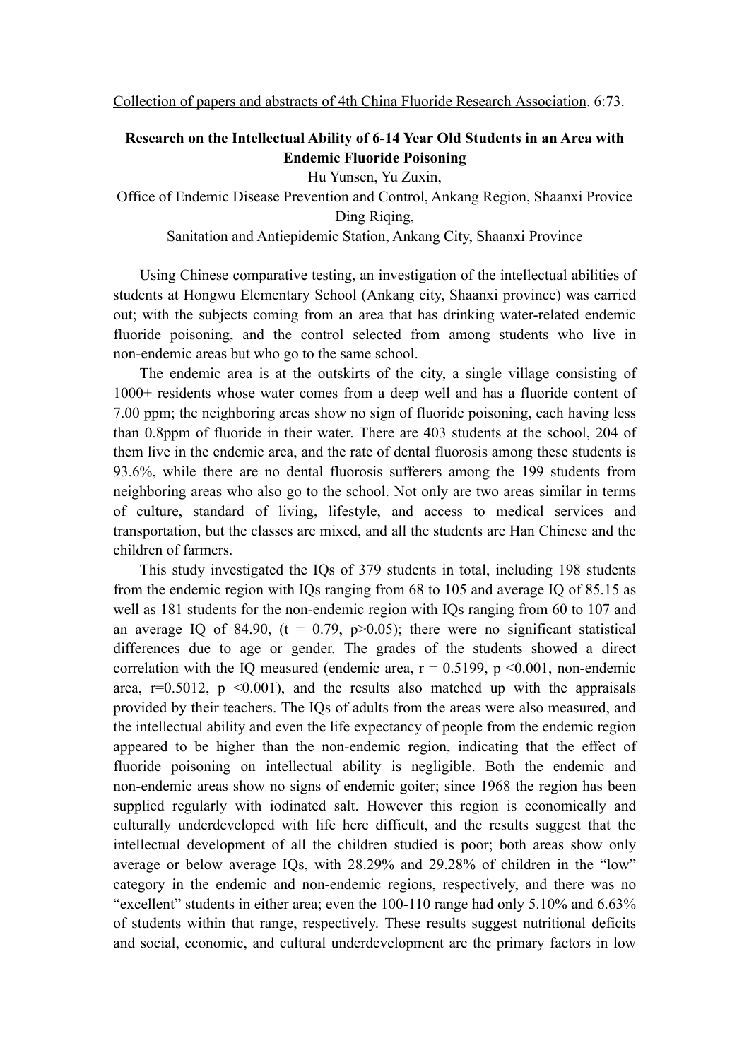Collection of papers and abstracts of 4th China Fluoride Research Association. 6:73.

# Research on the Intellectual Ability of 6-14 Year Old Students in an Area with Endemic Fluoride Poisoning

Hu Yunsen, Yu Zuxin,

Office of Endemic Disease Prevention and Control, Ankang Region, Shaanxi Provice

Ding Riqing,

Sanitation and Antiepidemic Station, Ankang City, Shaanxi Province

Using Chinese comparative testing, an investigation of the intellectual abilities of students at Hongwu Elementary School (Ankang city, Shaanxi province) was carried out; with the subjects coming from an area that has drinking water-related endemic fluoride poisoning, and the control selected from among students who live in non-endemic areas but who go to the same school.

The endemic area is at the outskirts of the city, a single village consisting of 1000+ residents whose water comes from a deep well and has a fluoride content of 7.00 ppm; the neighboring areas show no sign of fluoride poisoning, each having less than 0.8ppm of fluoride in their water. There are 403 students at the school, 204 of them live in the endemic area, and the rate of dental fluorosis among these students is 93.6%, while there are no dental fluorosis sufferers among the 199 students from neighboring areas who also go to the school. Not only are two areas similar in terms of culture, standard of living, lifestyle, and access to medical services and transportation, but the classes are mixed, and all the students are Han Chinese and the children of farmers.

This study investigated the IQs of 379 students in total, including 198 students from the endemic region with IQs ranging from 68 to 105 and average IQ of 85.15 as well as 181 students for the non-endemic region with IQs ranging from 60 to 107 and an average IQ of 84.90, ($t = 0.79$, $p>0.05$); there were no significant statistical differences due to age or gender. The grades of the students showed a direct correlation with the IQ measured (endemic area, $r = 0.5199$, $p <0.001$, non-endemic area, $r=0.5012$, $p <0.001$), and the results also matched up with the appraisals provided by their teachers. The IQs of adults from the areas were also measured, and the intellectual ability and even the life expectancy of people from the endemic region appeared to be higher than the non-endemic region, indicating that the effect of fluoride poisoning on intellectual ability is negligible. Both the endemic and non-endemic areas show no signs of endemic goiter; since 1968 the region has been supplied regularly with iodinated salt. However this region is economically and culturally underdeveloped with life here difficult, and the results suggest that the intellectual development of all the children studied is poor; both areas show only average or below average IQs, with 28.29% and 29.28% of children in the "low" category in the endemic and non-endemic regions, respectively, and there was no "excellent" students in either area; even the 100-110 range had only 5.10% and 6.63% of students within that range, respectively. These results suggest nutritional deficits and social, economic, and cultural underdevelopment are the primary factors in low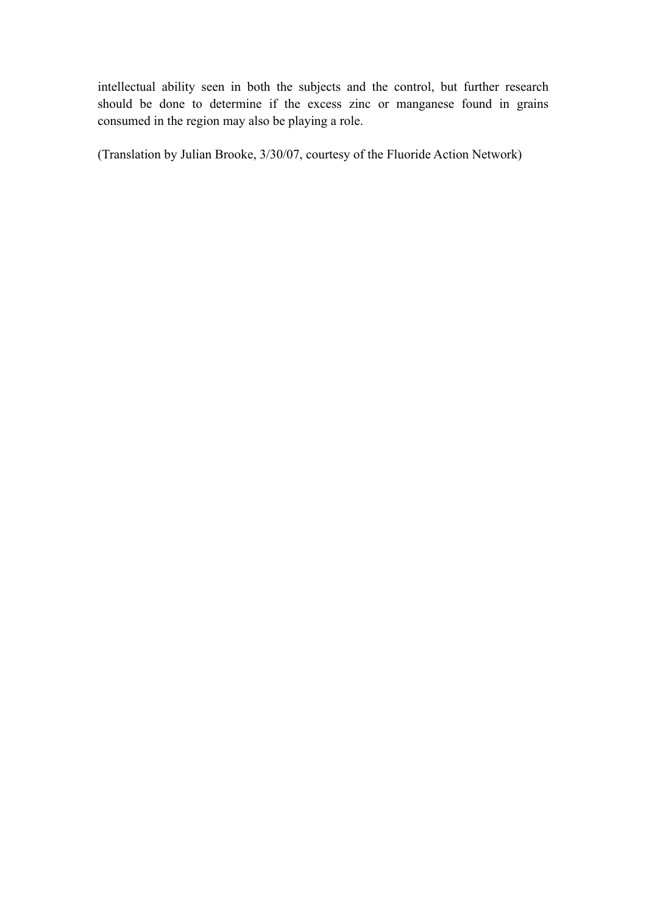intellectual ability seen in both the subjects and the control, but further research should be done to determine if the excess zinc or manganese found in grains consumed in the region may also be playing a role.

(Translation by Julian Brooke, 3/30/07, courtesy of the Fluoride Action Network)